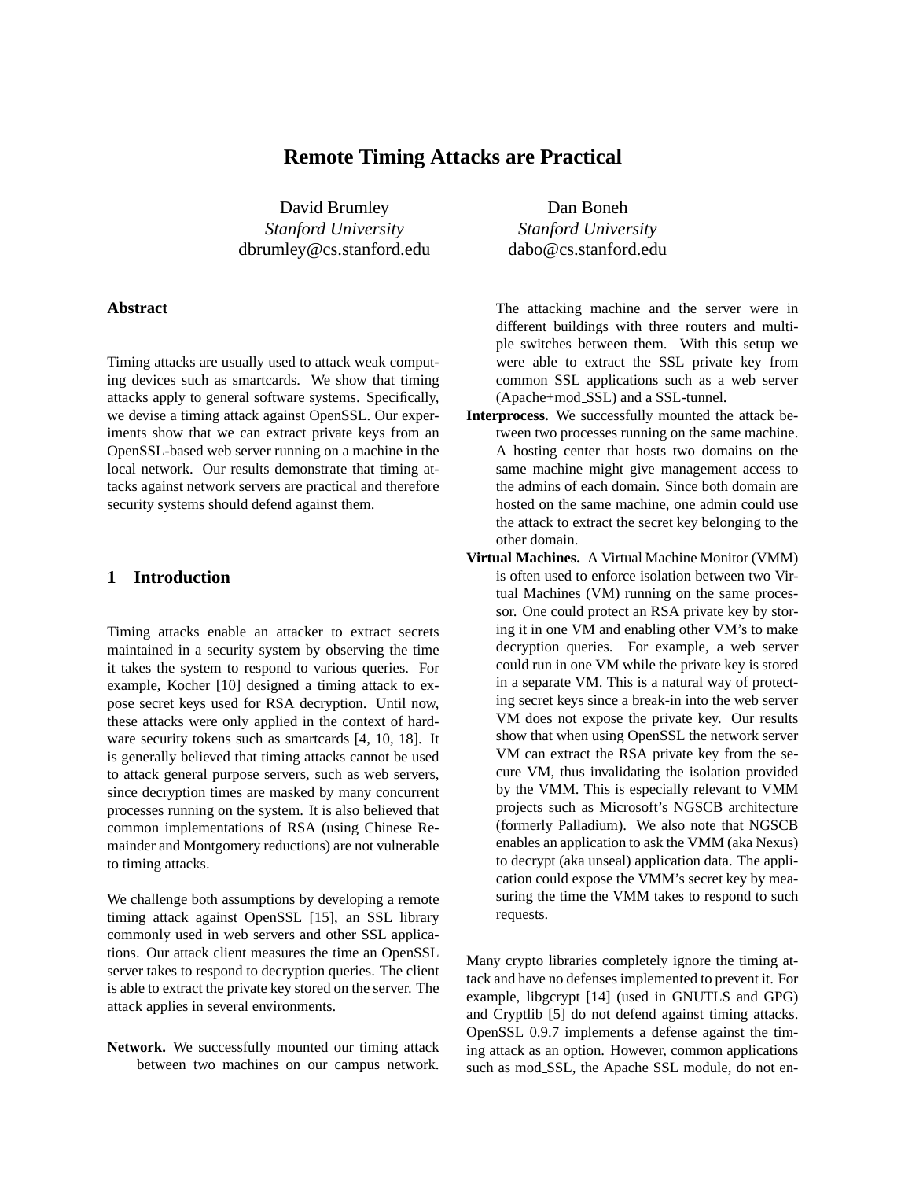# Remote Timing Attacks are Practical

David Brumley
*Stanford University*
dbrumley@cs.stanford.edu

Dan Boneh
*Stanford University*
dabo@cs.stanford.edu

## Abstract

Timing attacks are usually used to attack weak computing devices such as smartcards. We show that timing attacks apply to general software systems. Specifically, we devise a timing attack against OpenSSL. Our experiments show that we can extract private keys from an OpenSSL-based web server running on a machine in the local network. Our results demonstrate that timing attacks against network servers are practical and therefore security systems should defend against them.

## 1 Introduction

Timing attacks enable an attacker to extract secrets maintained in a security system by observing the time it takes the system to respond to various queries. For example, Kocher [10] designed a timing attack to expose secret keys used for RSA decryption. Until now, these attacks were only applied in the context of hardware security tokens such as smartcards [4, 10, 18]. It is generally believed that timing attacks cannot be used to attack general purpose servers, such as web servers, since decryption times are masked by many concurrent processes running on the system. It is also believed that common implementations of RSA (using Chinese Remainder and Montgomery reductions) are not vulnerable to timing attacks.

We challenge both assumptions by developing a remote timing attack against OpenSSL [15], an SSL library commonly used in web servers and other SSL applications. Our attack client measures the time an OpenSSL server takes to respond to decryption queries. The client is able to extract the private key stored on the server. The attack applies in several environments.

**Network.** We successfully mounted our timing attack between two machines on our campus network. The attacking machine and the server were in different buildings with three routers and multiple switches between them. With this setup we were able to extract the SSL private key from common SSL applications such as a web server (Apache+mod_SSL) and a SSL-tunnel.

**Interprocess.** We successfully mounted the attack between two processes running on the same machine. A hosting center that hosts two domains on the same machine might give management access to the admins of each domain. Since both domain are hosted on the same machine, one admin could use the attack to extract the secret key belonging to the other domain.

**Virtual Machines.** A Virtual Machine Monitor (VMM) is often used to enforce isolation between two Virtual Machines (VM) running on the same processor. One could protect an RSA private key by storing it in one VM and enabling other VM's to make decryption queries. For example, a web server could run in one VM while the private key is stored in a separate VM. This is a natural way of protecting secret keys since a break-in into the web server VM does not expose the private key. Our results show that when using OpenSSL the network server VM can extract the RSA private key from the secure VM, thus invalidating the isolation provided by the VMM. This is especially relevant to VMM projects such as Microsoft's NGSCB architecture (formerly Palladium). We also note that NGSCB enables an application to ask the VMM (aka Nexus) to decrypt (aka unseal) application data. The application could expose the VMM's secret key by measuring the time the VMM takes to respond to such requests.

Many crypto libraries completely ignore the timing attack and have no defenses implemented to prevent it. For example, libgcrypt [14] (used in GNUTLS and GPG) and Cryptlib [5] do not defend against timing attacks. OpenSSL 0.9.7 implements a defense against the timing attack as an option. However, common applications such as mod_SSL, the Apache SSL module, do not en-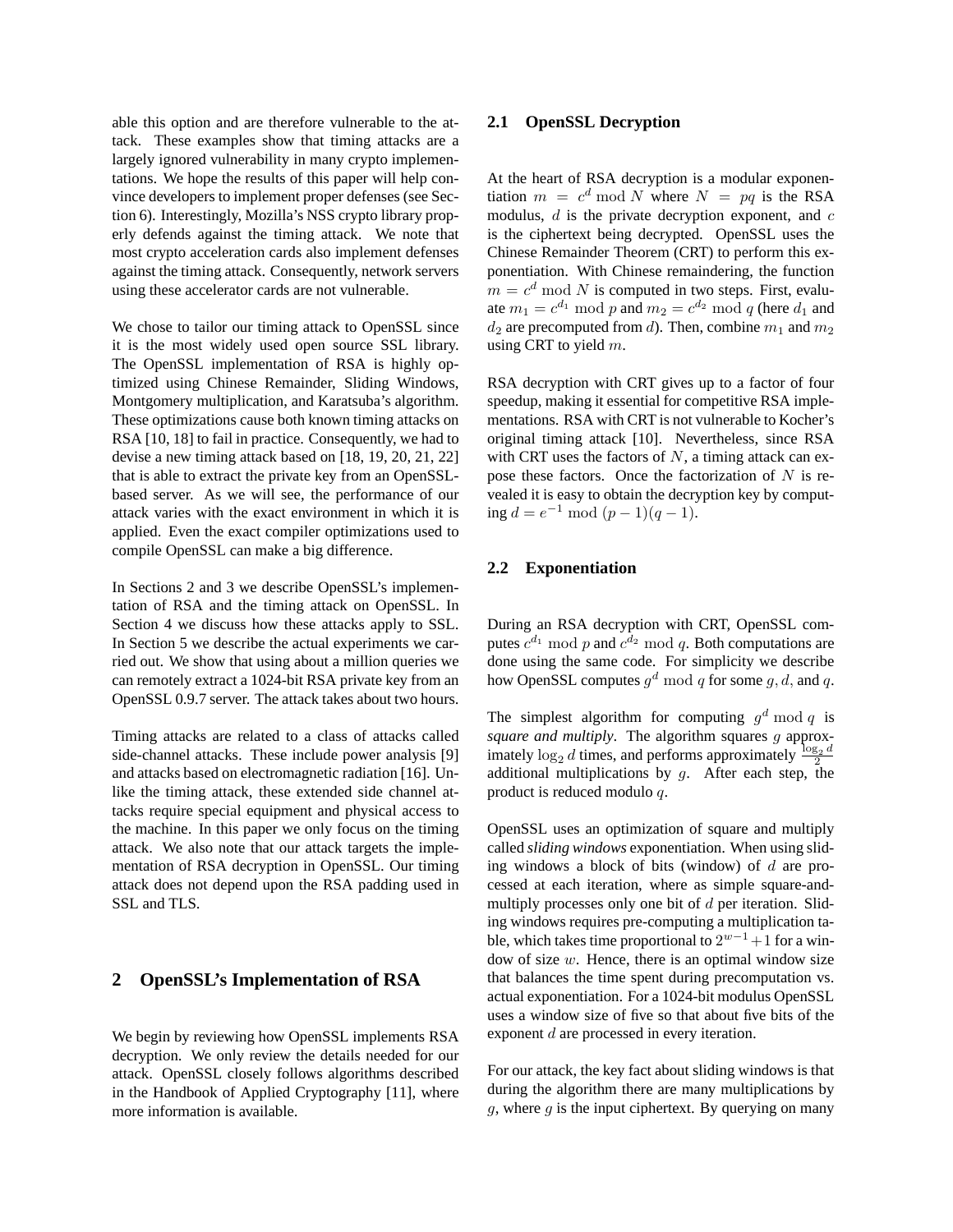able this option and are therefore vulnerable to the attack. These examples show that timing attacks are a largely ignored vulnerability in many crypto implementations. We hope the results of this paper will help convince developers to implement proper defenses (see Section 6). Interestingly, Mozilla's NSS crypto library properly defends against the timing attack. We note that most crypto acceleration cards also implement defenses against the timing attack. Consequently, network servers using these accelerator cards are not vulnerable.

We chose to tailor our timing attack to OpenSSL since it is the most widely used open source SSL library. The OpenSSL implementation of RSA is highly optimized using Chinese Remainder, Sliding Windows, Montgomery multiplication, and Karatsuba's algorithm. These optimizations cause both known timing attacks on RSA [10, 18] to fail in practice. Consequently, we had to devise a new timing attack based on [18, 19, 20, 21, 22] that is able to extract the private key from an OpenSSL-based server. As we will see, the performance of our attack varies with the exact environment in which it is applied. Even the exact compiler optimizations used to compile OpenSSL can make a big difference.

In Sections 2 and 3 we describe OpenSSL's implementation of RSA and the timing attack on OpenSSL. In Section 4 we discuss how these attacks apply to SSL. In Section 5 we describe the actual experiments we carried out. We show that using about a million queries we can remotely extract a 1024-bit RSA private key from an OpenSSL 0.9.7 server. The attack takes about two hours.

Timing attacks are related to a class of attacks called side-channel attacks. These include power analysis [9] and attacks based on electromagnetic radiation [16]. Unlike the timing attack, these extended side channel attacks require special equipment and physical access to the machine. In this paper we only focus on the timing attack. We also note that our attack targets the implementation of RSA decryption in OpenSSL. Our timing attack does not depend upon the RSA padding used in SSL and TLS.

## 2 OpenSSL's Implementation of RSA

We begin by reviewing how OpenSSL implements RSA decryption. We only review the details needed for our attack. OpenSSL closely follows algorithms described in the Handbook of Applied Cryptography [11], where more information is available.

### 2.1 OpenSSL Decryption

At the heart of RSA decryption is a modular exponentiation $m = c^d \bmod N$ where $N = pq$ is the RSA modulus, $d$ is the private decryption exponent, and $c$ is the ciphertext being decrypted. OpenSSL uses the Chinese Remainder Theorem (CRT) to perform this exponentiation. With Chinese remaindering, the function $m = c^d \bmod N$ is computed in two steps. First, evaluate $m_1 = c^{d_1} \bmod p$ and $m_2 = c^{d_2} \bmod q$ (here $d_1$ and $d_2$ are precomputed from $d$). Then, combine $m_1$ and $m_2$ using CRT to yield $m$.

RSA decryption with CRT gives up to a factor of four speedup, making it essential for competitive RSA implementations. RSA with CRT is not vulnerable to Kocher's original timing attack [10]. Nevertheless, since RSA with CRT uses the factors of $N$, a timing attack can expose these factors. Once the factorization of $N$ is revealed it is easy to obtain the decryption key by computing $d = e^{-1} \bmod (p-1)(q-1)$.

### 2.2 Exponentiation

During an RSA decryption with CRT, OpenSSL computes $c^{d_1} \bmod p$ and $c^{d_2} \bmod q$. Both computations are done using the same code. For simplicity we describe how OpenSSL computes $g^d \bmod q$ for some $g, d,$ and $q$.

The simplest algorithm for computing $g^d \bmod q$ is *square and multiply*. The algorithm squares $g$ approximately $\log_2 d$ times, and performs approximately $\frac{\log_2 d}{2}$ additional multiplications by $g$. After each step, the product is reduced modulo $q$.

OpenSSL uses an optimization of square and multiply called *sliding windows* exponentiation. When using sliding windows a block of bits (window) of $d$ are processed at each iteration, where as simple square-and-multiply processes only one bit of $d$ per iteration. Sliding windows requires pre-computing a multiplication table, which takes time proportional to $2^{w-1}+1$ for a window of size $w$. Hence, there is an optimal window size that balances the time spent during precomputation vs. actual exponentiation. For a 1024-bit modulus OpenSSL uses a window size of five so that about five bits of the exponent $d$ are processed in every iteration.

For our attack, the key fact about sliding windows is that during the algorithm there are many multiplications by $g$, where $g$ is the input ciphertext. By querying on many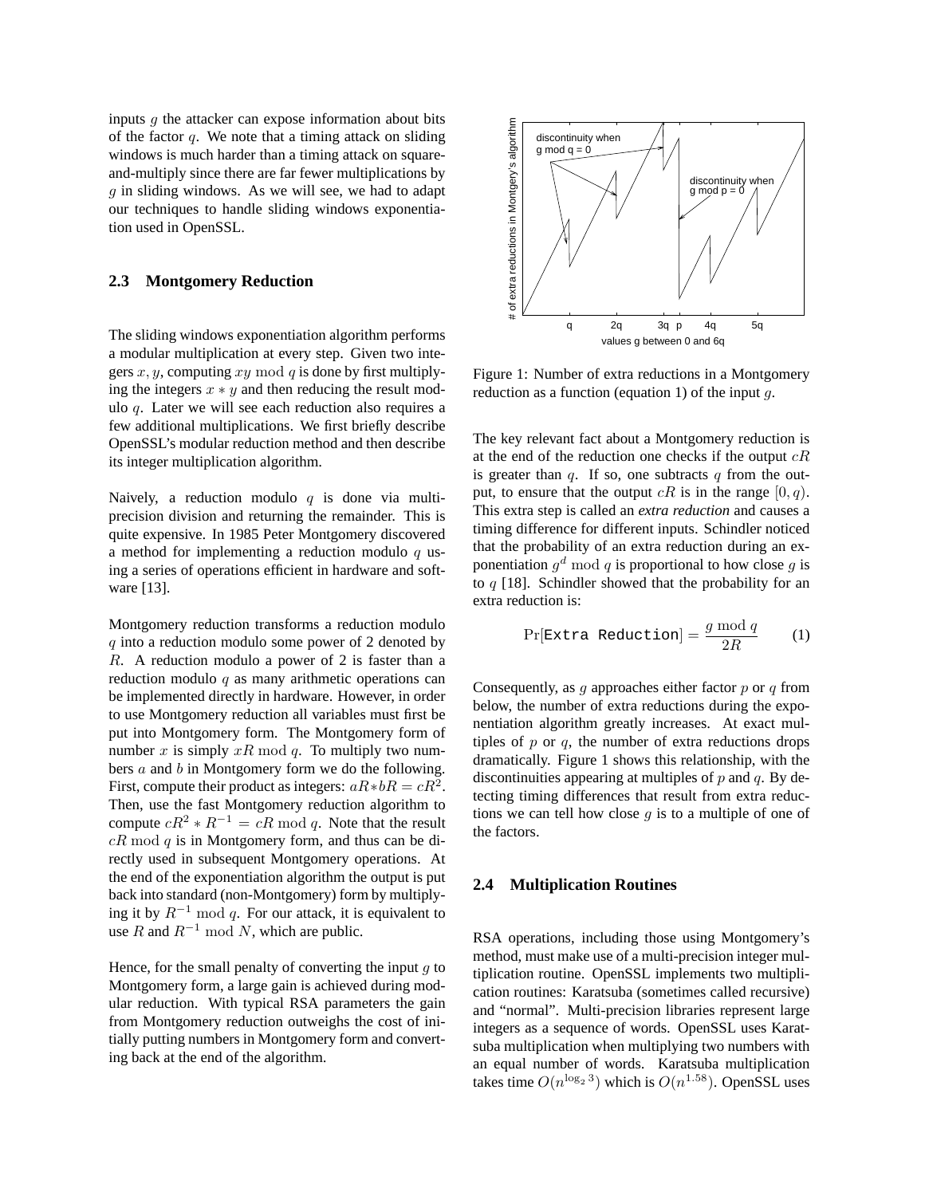inputs $g$ the attacker can expose information about bits of the factor $q$. We note that a timing attack on sliding windows is much harder than a timing attack on square-and-multiply since there are far fewer multiplications by $g$ in sliding windows. As we will see, we had to adapt our techniques to handle sliding windows exponentiation used in OpenSSL.

### 2.3 Montgomery Reduction

The sliding windows exponentiation algorithm performs a modular multiplication at every step. Given two integers $x, y$, computing $xy \bmod q$ is done by first multiplying the integers $x * y$ and then reducing the result modulo $q$. Later we will see each reduction also requires a few additional multiplications. We first briefly describe OpenSSL's modular reduction method and then describe its integer multiplication algorithm.

Naively, a reduction modulo $q$ is done via multi-precision division and returning the remainder. This is quite expensive. In 1985 Peter Montgomery discovered a method for implementing a reduction modulo $q$ using a series of operations efficient in hardware and software [13].

Montgomery reduction transforms a reduction modulo $q$ into a reduction modulo some power of 2 denoted by $R$. A reduction modulo a power of 2 is faster than a reduction modulo $q$ as many arithmetic operations can be implemented directly in hardware. However, in order to use Montgomery reduction all variables must first be put into Montgomery form. The Montgomery form of number $x$ is simply $xR \bmod q$. To multiply two numbers $a$ and $b$ in Montgomery form we do the following. First, compute their product as integers: $aR * bR = cR^2$. Then, use the fast Montgomery reduction algorithm to compute $cR^2 * R^{-1} = cR \bmod q$. Note that the result $cR \bmod q$ is in Montgomery form, and thus can be directly used in subsequent Montgomery operations. At the end of the exponentiation algorithm the output is put back into standard (non-Montgomery) form by multiplying it by $R^{-1} \bmod q$. For our attack, it is equivalent to use $R$ and $R^{-1} \bmod N$, which are public.

Hence, for the small penalty of converting the input $g$ to Montgomery form, a large gain is achieved during modular reduction. With typical RSA parameters the gain from Montgomery reduction outweighs the cost of initially putting numbers in Montgomery form and converting back at the end of the algorithm.

Figure 1: Number of extra reductions in a Montgomery reduction as a function (equation 1) of the input $g$.

The key relevant fact about a Montgomery reduction is at the end of the reduction one checks if the output $cR$ is greater than $q$. If so, one subtracts $q$ from the output, to ensure that the output $cR$ is in the range $[0, q)$. This extra step is called an *extra reduction* and causes a timing difference for different inputs. Schindler noticed that the probability of an extra reduction during an exponentiation $g^d \bmod q$ is proportional to how close $g$ is to $q$ [18]. Schindler showed that the probability for an extra reduction is:

$$\Pr[\texttt{Extra Reduction}] = \frac{g \bmod q}{2R} \qquad (1)$$

Consequently, as $g$ approaches either factor $p$ or $q$ from below, the number of extra reductions during the exponentiation algorithm greatly increases. At exact multiples of $p$ or $q$, the number of extra reductions drops dramatically. Figure 1 shows this relationship, with the discontinuities appearing at multiples of $p$ and $q$. By detecting timing differences that result from extra reductions we can tell how close $g$ is to a multiple of one of the factors.

### 2.4 Multiplication Routines

RSA operations, including those using Montgomery's method, must make use of a multi-precision integer multiplication routine. OpenSSL implements two multiplication routines: Karatsuba (sometimes called recursive) and "normal". Multi-precision libraries represent large integers as a sequence of words. OpenSSL uses Karatsuba multiplication when multiplying two numbers with an equal number of words. Karatsuba multiplication takes time $O(n^{\log_2 3})$ which is $O(n^{1.58})$. OpenSSL uses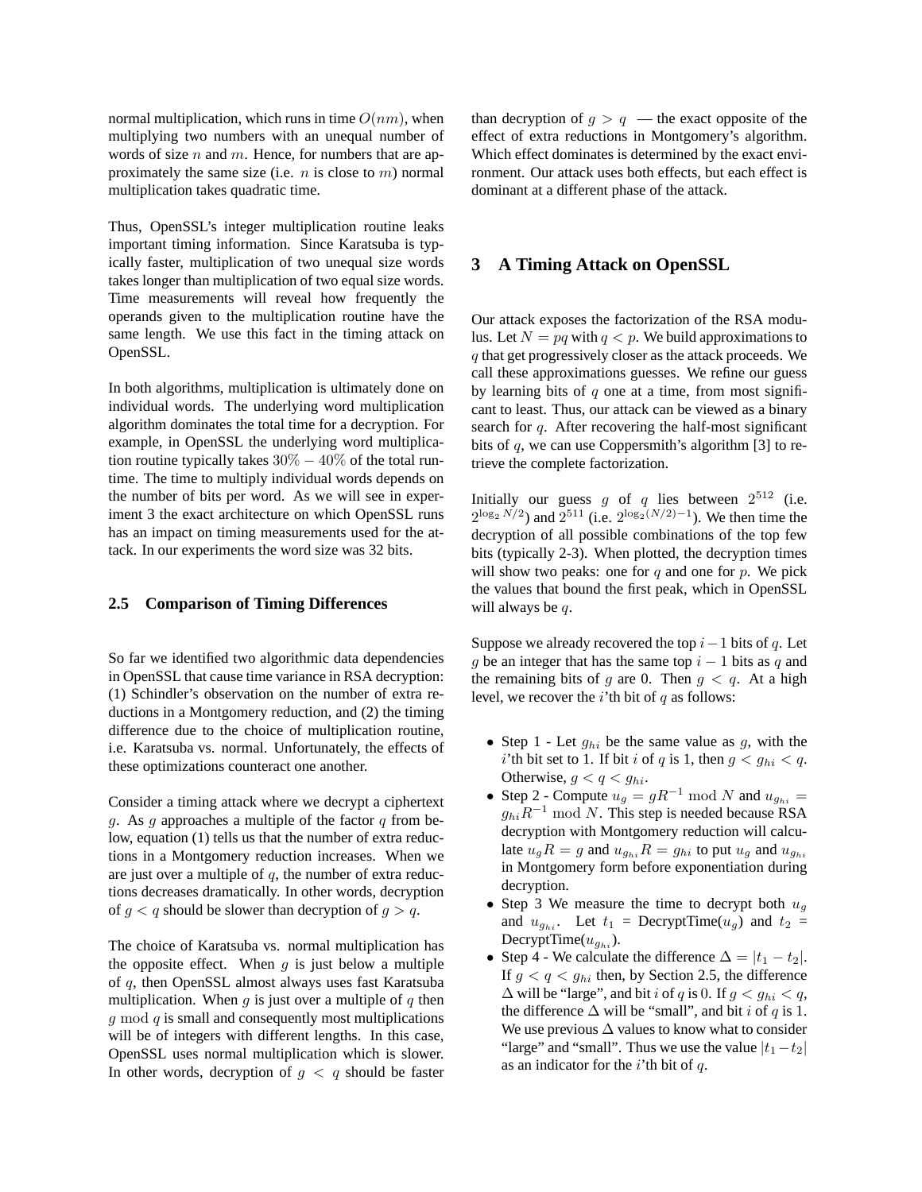normal multiplication, which runs in time $O(nm)$, when multiplying two numbers with an unequal number of words of size $n$ and $m$. Hence, for numbers that are approximately the same size (i.e. $n$ is close to $m$) normal multiplication takes quadratic time.

Thus, OpenSSL's integer multiplication routine leaks important timing information. Since Karatsuba is typically faster, multiplication of two unequal size words takes longer than multiplication of two equal size words. Time measurements will reveal how frequently the operands given to the multiplication routine have the same length. We use this fact in the timing attack on OpenSSL.

In both algorithms, multiplication is ultimately done on individual words. The underlying word multiplication algorithm dominates the total time for a decryption. For example, in OpenSSL the underlying word multiplication routine typically takes $30\% - 40\%$ of the total runtime. The time to multiply individual words depends on the number of bits per word. As we will see in experiment 3 the exact architecture on which OpenSSL runs has an impact on timing measurements used for the attack. In our experiments the word size was 32 bits.

### 2.5 Comparison of Timing Differences

So far we identified two algorithmic data dependencies in OpenSSL that cause time variance in RSA decryption: (1) Schindler's observation on the number of extra reductions in a Montgomery reduction, and (2) the timing difference due to the choice of multiplication routine, i.e. Karatsuba vs. normal. Unfortunately, the effects of these optimizations counteract one another.

Consider a timing attack where we decrypt a ciphertext $g$. As $g$ approaches a multiple of the factor $q$ from below, equation (1) tells us that the number of extra reductions in a Montgomery reduction increases. When we are just over a multiple of $q$, the number of extra reductions decreases dramatically. In other words, decryption of $g < q$ should be slower than decryption of $g > q$.

The choice of Karatsuba vs. normal multiplication has the opposite effect. When $g$ is just below a multiple of $q$, then OpenSSL almost always uses fast Karatsuba multiplication. When $g$ is just over a multiple of $q$ then $g \bmod q$ is small and consequently most multiplications will be of integers with different lengths. In this case, OpenSSL uses normal multiplication which is slower. In other words, decryption of $g < q$ should be faster than decryption of $g > q$ — the exact opposite of the effect of extra reductions in Montgomery's algorithm. Which effect dominates is determined by the exact environment. Our attack uses both effects, but each effect is dominant at a different phase of the attack.

## 3 A Timing Attack on OpenSSL

Our attack exposes the factorization of the RSA modulus. Let $N = pq$ with $q < p$. We build approximations to $q$ that get progressively closer as the attack proceeds. We call these approximations guesses. We refine our guess by learning bits of $q$ one at a time, from most significant to least. Thus, our attack can be viewed as a binary search for $q$. After recovering the half-most significant bits of $q$, we can use Coppersmith's algorithm [3] to retrieve the complete factorization.

Initially our guess $g$ of $q$ lies between $2^{512}$ (i.e. $2^{\log_2 N/2}$) and $2^{511}$ (i.e. $2^{\log_2 (N/2)-1}$). We then time the decryption of all possible combinations of the top few bits (typically 2-3). When plotted, the decryption times will show two peaks: one for $q$ and one for $p$. We pick the values that bound the first peak, which in OpenSSL will always be $q$.

Suppose we already recovered the top $i-1$ bits of $q$. Let $g$ be an integer that has the same top $i-1$ bits as $q$ and the remaining bits of $g$ are 0. Then $g < q$. At a high level, we recover the $i$'th bit of $q$ as follows:

- Step 1 - Let $g_{hi}$ be the same value as $g$, with the $i$'th bit set to 1. If bit $i$ of $q$ is 1, then $g < g_{hi} < q$. Otherwise, $g < q < g_{hi}$.
- Step 2 - Compute $u_g = gR^{-1} \bmod N$ and $u_{g_{hi}} = g_{hi}R^{-1} \bmod N$. This step is needed because RSA decryption with Montgomery reduction will calculate $u_g R = g$ and $u_{g_{hi}} R = g_{hi}$ to put $u_g$ and $u_{g_{hi}}$ in Montgomery form before exponentiation during decryption.
- Step 3 We measure the time to decrypt both $u_g$ and $u_{g_{hi}}$. Let $t_1 = \text{DecryptTime}(u_g)$ and $t_2 = \text{DecryptTime}(u_{g_{hi}})$.
- Step 4 - We calculate the difference $\Delta = |t_1 - t_2|$. If $g < q < g_{hi}$ then, by Section 2.5, the difference $\Delta$ will be "large", and bit $i$ of $q$ is 0. If $g < g_{hi} < q$, the difference $\Delta$ will be "small", and bit $i$ of $q$ is 1. We use previous $\Delta$ values to know what to consider "large" and "small". Thus we use the value $|t_1 - t_2|$ as an indicator for the $i$'th bit of $q$.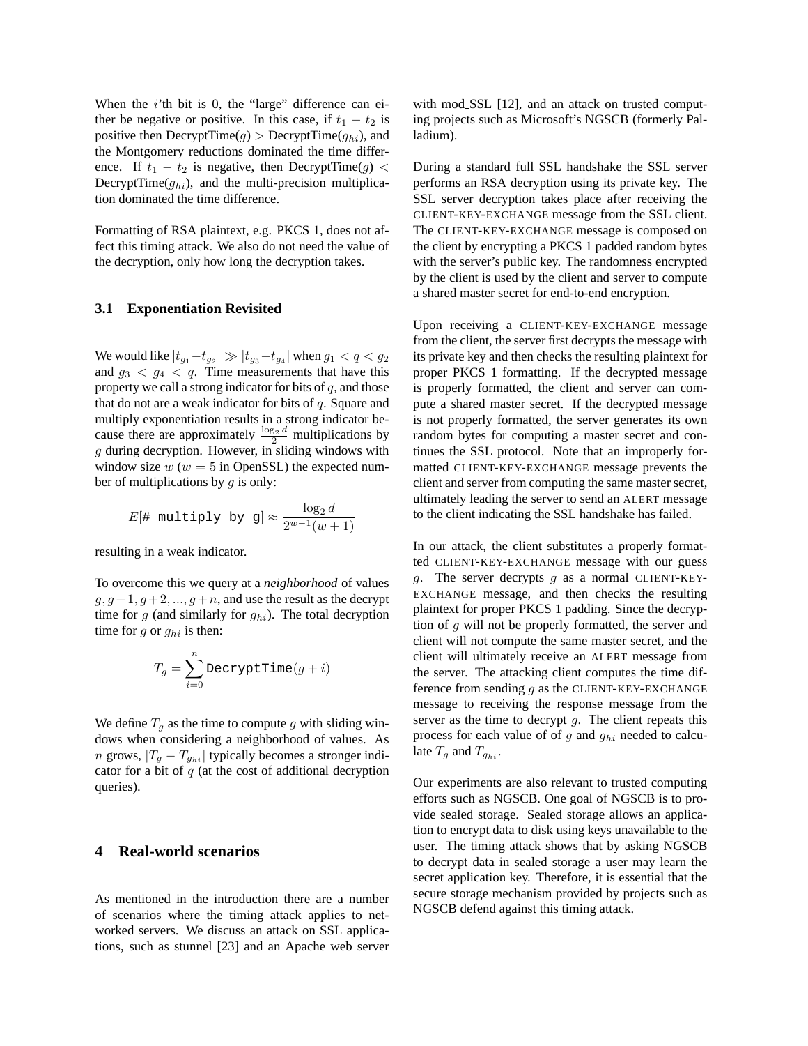When the $i$'th bit is 0, the "large" difference can either be negative or positive. In this case, if $t_1 - t_2$ is positive then DecryptTime($g$) $>$ DecryptTime($g_{hi}$), and the Montgomery reductions dominated the time difference. If $t_1 - t_2$ is negative, then DecryptTime($g$) $<$ DecryptTime($g_{hi}$), and the multi-precision multiplication dominated the time difference.

Formatting of RSA plaintext, e.g. PKCS 1, does not affect this timing attack. We also do not need the value of the decryption, only how long the decryption takes.

### 3.1 Exponentiation Revisited

We would like $|t_{g_1} - t_{g_2}| \gg |t_{g_3} - t_{g_4}|$ when $g_1 < q < g_2$ and $g_3 < g_4 < q$. Time measurements that have this property we call a strong indicator for bits of $q$, and those that do not are a weak indicator for bits of $q$. Square and multiply exponentiation results in a strong indicator because there are approximately $\frac{\log_2 d}{2}$ multiplications by $g$ during decryption. However, in sliding windows with window size $w$ ($w = 5$ in OpenSSL) the expected number of multiplications by $g$ is only:

$$E[\texttt{\# multiply by g}] \approx \frac{\log_2 d}{2^{w-1}(w+1)}$$

resulting in a weak indicator.

To overcome this we query at a *neighborhood* of values $g, g+1, g+2, ..., g+n$, and use the result as the decrypt time for $g$ (and similarly for $g_{hi}$). The total decryption time for $g$ or $g_{hi}$ is then:

$$T_g = \sum_{i=0}^{n} \texttt{DecryptTime}(g+i)$$

We define $T_g$ as the time to compute $g$ with sliding windows when considering a neighborhood of values. As $n$ grows, $|T_g - T_{g_{hi}}|$ typically becomes a stronger indicator for a bit of $q$ (at the cost of additional decryption queries).

## 4 Real-world scenarios

As mentioned in the introduction there are a number of scenarios where the timing attack applies to networked servers. We discuss an attack on SSL applications, such as stunnel [23] and an Apache web server with mod_SSL [12], and an attack on trusted computing projects such as Microsoft's NGSCB (formerly Palladium).

During a standard full SSL handshake the SSL server performs an RSA decryption using its private key. The SSL server decryption takes place after receiving the CLIENT-KEY-EXCHANGE message from the SSL client. The CLIENT-KEY-EXCHANGE message is composed on the client by encrypting a PKCS 1 padded random bytes with the server's public key. The randomness encrypted by the client is used by the client and server to compute a shared master secret for end-to-end encryption.

Upon receiving a CLIENT-KEY-EXCHANGE message from the client, the server first decrypts the message with its private key and then checks the resulting plaintext for proper PKCS 1 formatting. If the decrypted message is properly formatted, the client and server can compute a shared master secret. If the decrypted message is not properly formatted, the server generates its own random bytes for computing a master secret and continues the SSL protocol. Note that an improperly formatted CLIENT-KEY-EXCHANGE message prevents the client and server from computing the same master secret, ultimately leading the server to send an ALERT message to the client indicating the SSL handshake has failed.

In our attack, the client substitutes a properly formatted CLIENT-KEY-EXCHANGE message with our guess $g$. The server decrypts $g$ as a normal CLIENT-KEY-EXCHANGE message, and then checks the resulting plaintext for proper PKCS 1 padding. Since the decryption of $g$ will not be properly formatted, the server and client will not compute the same master secret, and the client will ultimately receive an ALERT message from the server. The attacking client computes the time difference from sending $g$ as the CLIENT-KEY-EXCHANGE message to receiving the response message from the server as the time to decrypt $g$. The client repeats this process for each value of of $g$ and $g_{hi}$ needed to calculate $T_g$ and $T_{g_{hi}}$.

Our experiments are also relevant to trusted computing efforts such as NGSCB. One goal of NGSCB is to provide sealed storage. Sealed storage allows an application to encrypt data to disk using keys unavailable to the user. The timing attack shows that by asking NGSCB to decrypt data in sealed storage a user may learn the secret application key. Therefore, it is essential that the secure storage mechanism provided by projects such as NGSCB defend against this timing attack.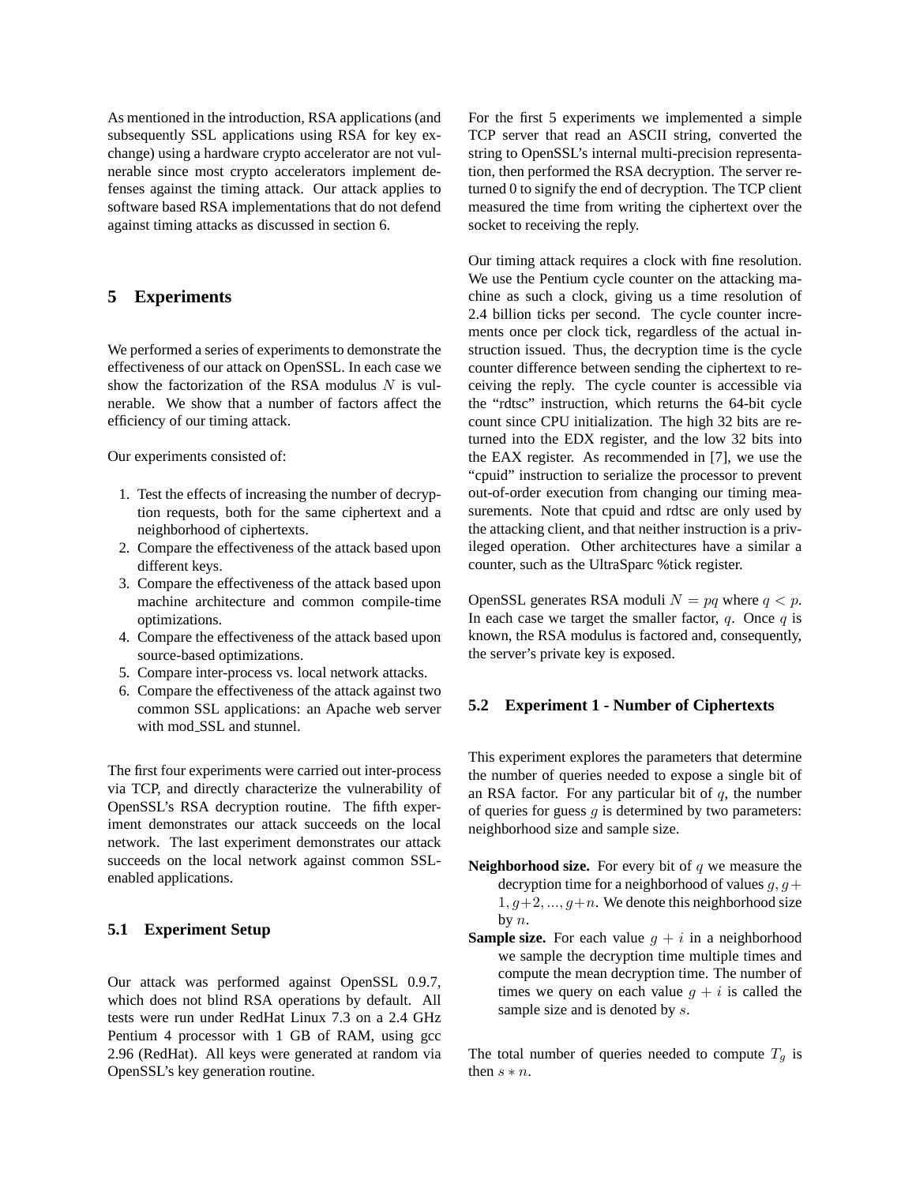As mentioned in the introduction, RSA applications (and subsequently SSL applications using RSA for key exchange) using a hardware crypto accelerator are not vulnerable since most crypto accelerators implement defenses against the timing attack. Our attack applies to software based RSA implementations that do not defend against timing attacks as discussed in section 6.

## 5 Experiments

We performed a series of experiments to demonstrate the effectiveness of our attack on OpenSSL. In each case we show the factorization of the RSA modulus $N$ is vulnerable. We show that a number of factors affect the efficiency of our timing attack.

Our experiments consisted of:

1. Test the effects of increasing the number of decryption requests, both for the same ciphertext and a neighborhood of ciphertexts.
2. Compare the effectiveness of the attack based upon different keys.
3. Compare the effectiveness of the attack based upon machine architecture and common compile-time optimizations.
4. Compare the effectiveness of the attack based upon source-based optimizations.
5. Compare inter-process vs. local network attacks.
6. Compare the effectiveness of the attack against two common SSL applications: an Apache web server with mod_SSL and stunnel.

The first four experiments were carried out inter-process via TCP, and directly characterize the vulnerability of OpenSSL's RSA decryption routine. The fifth experiment demonstrates our attack succeeds on the local network. The last experiment demonstrates our attack succeeds on the local network against common SSL-enabled applications.

### 5.1 Experiment Setup

Our attack was performed against OpenSSL 0.9.7, which does not blind RSA operations by default. All tests were run under RedHat Linux 7.3 on a 2.4 GHz Pentium 4 processor with 1 GB of RAM, using gcc 2.96 (RedHat). All keys were generated at random via OpenSSL's key generation routine.

For the first 5 experiments we implemented a simple TCP server that read an ASCII string, converted the string to OpenSSL's internal multi-precision representation, then performed the RSA decryption. The server returned 0 to signify the end of decryption. The TCP client measured the time from writing the ciphertext over the socket to receiving the reply.

Our timing attack requires a clock with fine resolution. We use the Pentium cycle counter on the attacking machine as such a clock, giving us a time resolution of 2.4 billion ticks per second. The cycle counter increments once per clock tick, regardless of the actual instruction issued. Thus, the decryption time is the cycle counter difference between sending the ciphertext to receiving the reply. The cycle counter is accessible via the "rdtsc" instruction, which returns the 64-bit cycle count since CPU initialization. The high 32 bits are returned into the EDX register, and the low 32 bits into the EAX register. As recommended in [7], we use the "cpuid" instruction to serialize the processor to prevent out-of-order execution from changing our timing measurements. Note that cpuid and rdtsc are only used by the attacking client, and that neither instruction is a privileged operation. Other architectures have a similar a counter, such as the UltraSparc %tick register.

OpenSSL generates RSA moduli $N = pq$ where $q < p$. In each case we target the smaller factor, $q$. Once $q$ is known, the RSA modulus is factored and, consequently, the server's private key is exposed.

### 5.2 Experiment 1 - Number of Ciphertexts

This experiment explores the parameters that determine the number of queries needed to expose a single bit of an RSA factor. For any particular bit of $q$, the number of queries for guess $g$ is determined by two parameters: neighborhood size and sample size.

**Neighborhood size.** For every bit of $q$ we measure the decryption time for a neighborhood of values $g, g+1, g+2, ..., g+n$. We denote this neighborhood size by $n$.

**Sample size.** For each value $g + i$ in a neighborhood we sample the decryption time multiple times and compute the mean decryption time. The number of times we query on each value $g + i$ is called the sample size and is denoted by $s$.

The total number of queries needed to compute $T_g$ is then $s * n$.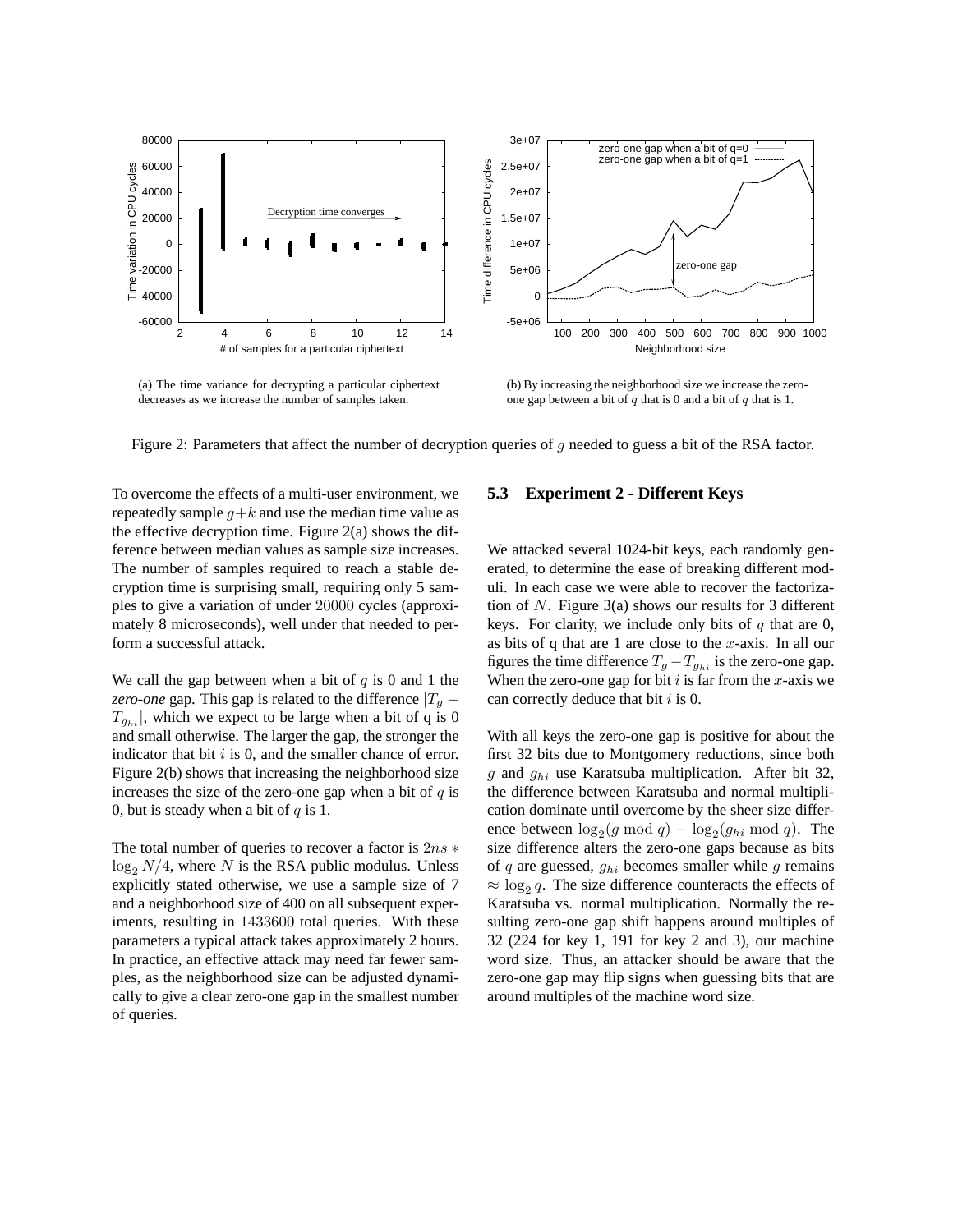(a) The time variance for decrypting a particular ciphertext decreases as we increase the number of samples taken.

(b) By increasing the neighborhood size we increase the zero-one gap between a bit of $q$ that is 0 and a bit of $q$ that is 1.

Figure 2: Parameters that affect the number of decryption queries of $g$ needed to guess a bit of the RSA factor.

To overcome the effects of a multi-user environment, we repeatedly sample $g+k$ and use the median time value as the effective decryption time. Figure 2(a) shows the difference between median values as sample size increases. The number of samples required to reach a stable decryption time is surprising small, requiring only 5 samples to give a variation of under $20000$ cycles (approximately 8 microseconds), well under that needed to perform a successful attack.

We call the gap between when a bit of $q$ is 0 and 1 the *zero-one* gap. This gap is related to the difference $|T_g - T_{g_{hi}}|$, which we expect to be large when a bit of q is 0 and small otherwise. The larger the gap, the stronger the indicator that bit $i$ is 0, and the smaller chance of error. Figure 2(b) shows that increasing the neighborhood size increases the size of the zero-one gap when a bit of $q$ is 0, but is steady when a bit of $q$ is 1.

The total number of queries to recover a factor is $2ns * \log_2 N/4$, where $N$ is the RSA public modulus. Unless explicitly stated otherwise, we use a sample size of 7 and a neighborhood size of 400 on all subsequent experiments, resulting in $1433600$ total queries. With these parameters a typical attack takes approximately 2 hours. In practice, an effective attack may need far fewer samples, as the neighborhood size can be adjusted dynamically to give a clear zero-one gap in the smallest number of queries.

### 5.3 Experiment 2 - Different Keys

We attacked several 1024-bit keys, each randomly generated, to determine the ease of breaking different moduli. In each case we were able to recover the factorization of $N$. Figure 3(a) shows our results for 3 different keys. For clarity, we include only bits of $q$ that are 0, as bits of q that are 1 are close to the $x$-axis. In all our figures the time difference $T_g - T_{g_{hi}}$ is the zero-one gap. When the zero-one gap for bit $i$ is far from the $x$-axis we can correctly deduce that bit $i$ is 0.

With all keys the zero-one gap is positive for about the first 32 bits due to Montgomery reductions, since both $g$ and $g_{hi}$ use Karatsuba multiplication. After bit 32, the difference between Karatsuba and normal multiplication dominate until overcome by the sheer size difference between $\log_2(g \bmod q) - \log_2(g_{hi} \bmod q)$. The size difference alters the zero-one gaps because as bits of $q$ are guessed, $g_{hi}$ becomes smaller while $g$ remains $\approx \log_2 q$. The size difference counteracts the effects of Karatsuba vs. normal multiplication. Normally the resulting zero-one gap shift happens around multiples of 32 (224 for key 1, 191 for key 2 and 3), our machine word size. Thus, an attacker should be aware that the zero-one gap may flip signs when guessing bits that are around multiples of the machine word size.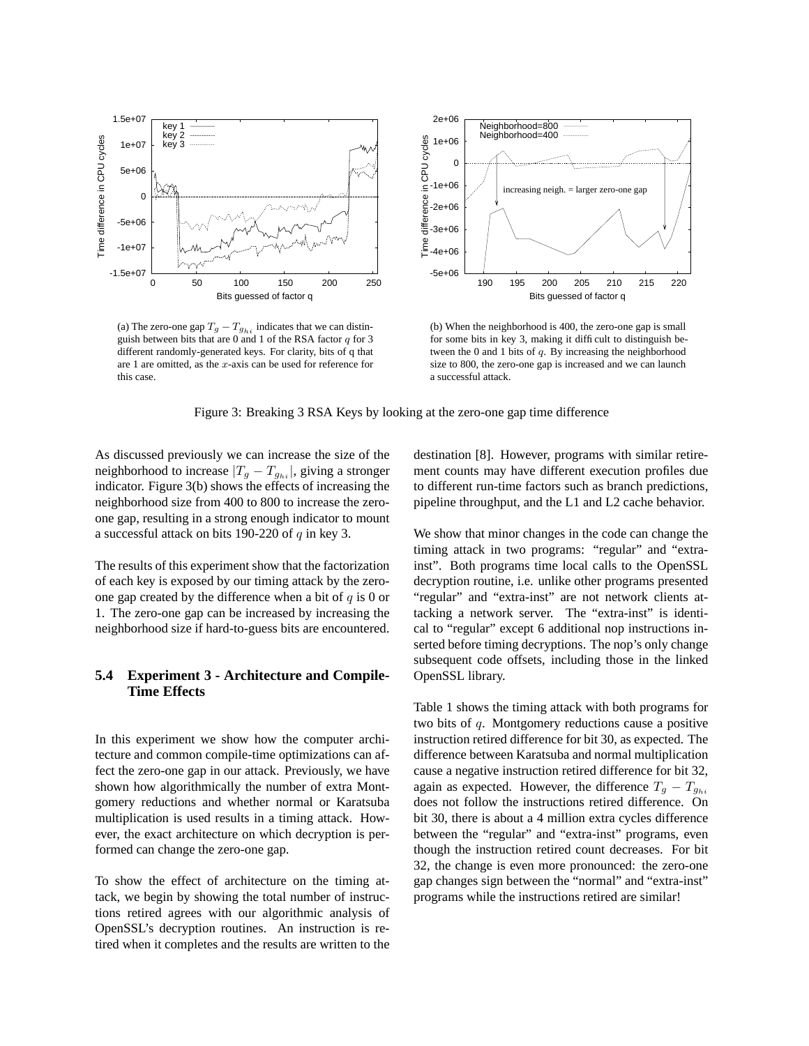(a) The zero-one gap $T_g - T_{g_{hi}}$ indicates that we can distinguish between bits that are 0 and 1 of the RSA factor $q$ for 3 different randomly-generated keys. For clarity, bits of q that are 1 are omitted, as the $x$-axis can be used for reference for this case.

(b) When the neighborhood is 400, the zero-one gap is small for some bits in key 3, making it difficult to distinguish between the 0 and 1 bits of $q$. By increasing the neighborhood size to 800, the zero-one gap is increased and we can launch a successful attack.

Figure 3: Breaking 3 RSA Keys by looking at the zero-one gap time difference

As discussed previously we can increase the size of the neighborhood to increase $|T_g - T_{g_{hi}}|$, giving a stronger indicator. Figure 3(b) shows the effects of increasing the neighborhood size from 400 to 800 to increase the zero-one gap, resulting in a strong enough indicator to mount a successful attack on bits 190-220 of $q$ in key 3.

The results of this experiment show that the factorization of each key is exposed by our timing attack by the zero-one gap created by the difference when a bit of $q$ is 0 or 1. The zero-one gap can be increased by increasing the neighborhood size if hard-to-guess bits are encountered.

### 5.4 Experiment 3 - Architecture and Compile-Time Effects

In this experiment we show how the computer architecture and common compile-time optimizations can affect the zero-one gap in our attack. Previously, we have shown how algorithmically the number of extra Montgomery reductions and whether normal or Karatsuba multiplication is used results in a timing attack. However, the exact architecture on which decryption is performed can change the zero-one gap.

To show the effect of architecture on the timing attack, we begin by showing the total number of instructions retired agrees with our algorithmic analysis of OpenSSL's decryption routines. An instruction is retired when it completes and the results are written to the destination [8]. However, programs with similar retirement counts may have different execution profiles due to different run-time factors such as branch predictions, pipeline throughput, and the L1 and L2 cache behavior.

We show that minor changes in the code can change the timing attack in two programs: "regular" and "extra-inst". Both programs time local calls to the OpenSSL decryption routine, i.e. unlike other programs presented "regular" and "extra-inst" are not network clients attacking a network server. The "extra-inst" is identical to "regular" except 6 additional nop instructions inserted before timing decryptions. The nop's only change subsequent code offsets, including those in the linked OpenSSL library.

Table 1 shows the timing attack with both programs for two bits of $q$. Montgomery reductions cause a positive instruction retired difference for bit 30, as expected. The difference between Karatsuba and normal multiplication cause a negative instruction retired difference for bit 32, again as expected. However, the difference $T_g - T_{g_{hi}}$ does not follow the instructions retired difference. On bit 30, there is about a 4 million extra cycles difference between the "regular" and "extra-inst" programs, even though the instruction retired count decreases. For bit 32, the change is even more pronounced: the zero-one gap changes sign between the "normal" and "extra-inst" programs while the instructions retired are similar!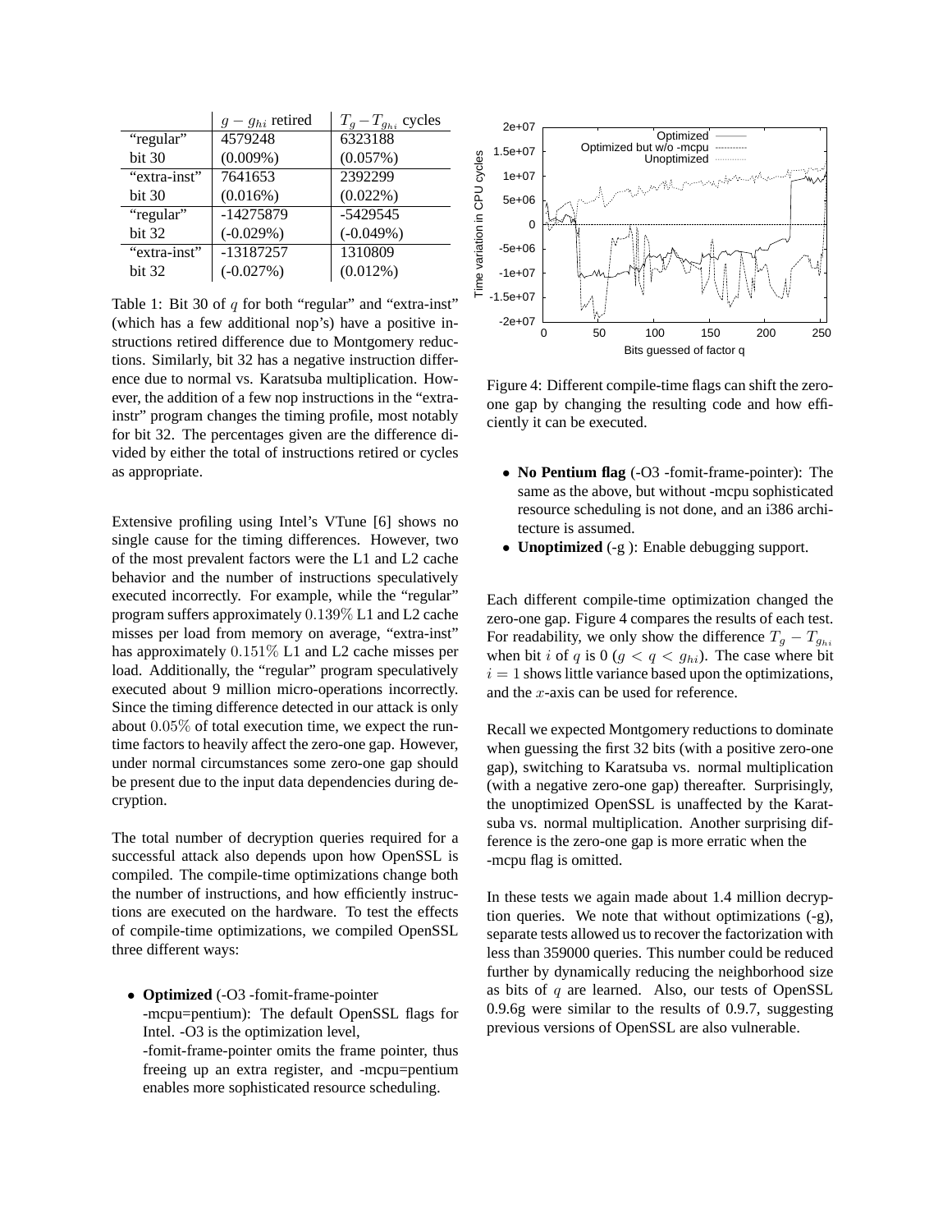|  | $g - g_{hi}$ retired | $T_g - T_{g_{hi}}$ cycles |
|---|---|---|
| "regular" bit 30 | 4579248 (0.009%) | 6323188 (0.057%) |
| "extra-inst" bit 30 | 7641653 (0.016%) | 2392299 (0.022%) |
| "regular" bit 32 | -14275879 (-0.029%) | -5429545 (-0.049%) |
| "extra-inst" bit 32 | -13187257 (-0.027%) | 1310809 (0.012%) |

Table 1: Bit 30 of $q$ for both "regular" and "extra-inst" (which has a few additional nop's) have a positive instructions retired difference due to Montgomery reductions. Similarly, bit 32 has a negative instruction difference due to normal vs. Karatsuba multiplication. However, the addition of a few nop instructions in the "extra-instr" program changes the timing profile, most notably for bit 32. The percentages given are the difference divided by either the total of instructions retired or cycles as appropriate.

Extensive profiling using Intel's VTune [6] shows no single cause for the timing differences. However, two of the most prevalent factors were the L1 and L2 cache behavior and the number of instructions speculatively executed incorrectly. For example, while the "regular" program suffers approximately $0.139\%$ L1 and L2 cache misses per load from memory on average, "extra-inst" has approximately $0.151\%$ L1 and L2 cache misses per load. Additionally, the "regular" program speculatively executed about 9 million micro-operations incorrectly. Since the timing difference detected in our attack is only about $0.05\%$ of total execution time, we expect the runtime factors to heavily affect the zero-one gap. However, under normal circumstances some zero-one gap should be present due to the input data dependencies during decryption.

The total number of decryption queries required for a successful attack also depends upon how OpenSSL is compiled. The compile-time optimizations change both the number of instructions, and how efficiently instructions are executed on the hardware. To test the effects of compile-time optimizations, we compiled OpenSSL three different ways:

- **Optimized** (-O3 -fomit-frame-pointer -mcpu=pentium): The default OpenSSL flags for Intel. -O3 is the optimization level, -fomit-frame-pointer omits the frame pointer, thus freeing up an extra register, and -mcpu=pentium enables more sophisticated resource scheduling.
- **No Pentium flag** (-O3 -fomit-frame-pointer): The same as the above, but without -mcpu sophisticated resource scheduling is not done, and an i386 architecture is assumed.
- **Unoptimized** (-g ): Enable debugging support.

Figure 4: Different compile-time flags can shift the zero-one gap by changing the resulting code and how efficiently it can be executed.

Each different compile-time optimization changed the zero-one gap. Figure 4 compares the results of each test. For readability, we only show the difference $T_g - T_{g_{hi}}$ when bit $i$ of $q$ is 0 ($g < q < g_{hi}$). The case where bit $i = 1$ shows little variance based upon the optimizations, and the $x$-axis can be used for reference.

Recall we expected Montgomery reductions to dominate when guessing the first 32 bits (with a positive zero-one gap), switching to Karatsuba vs. normal multiplication (with a negative zero-one gap) thereafter. Surprisingly, the unoptimized OpenSSL is unaffected by the Karatsuba vs. normal multiplication. Another surprising difference is the zero-one gap is more erratic when the -mcpu flag is omitted.

In these tests we again made about 1.4 million decryption queries. We note that without optimizations (-g), separate tests allowed us to recover the factorization with less than 359000 queries. This number could be reduced further by dynamically reducing the neighborhood size as bits of $q$ are learned. Also, our tests of OpenSSL 0.9.6g were similar to the results of 0.9.7, suggesting previous versions of OpenSSL are also vulnerable.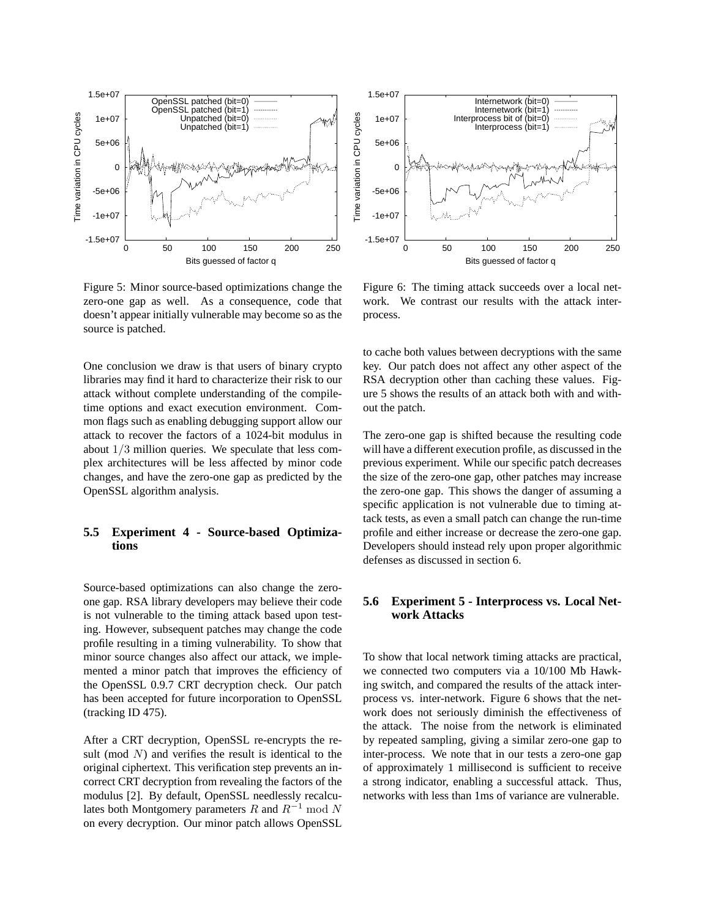Figure 5: Minor source-based optimizations change the zero-one gap as well. As a consequence, code that doesn't appear initially vulnerable may become so as the source is patched.

Figure 6: The timing attack succeeds over a local network. We contrast our results with the attack interprocess.

One conclusion we draw is that users of binary crypto libraries may find it hard to characterize their risk to our attack without complete understanding of the compile-time options and exact execution environment. Common flags such as enabling debugging support allow our attack to recover the factors of a 1024-bit modulus in about $1/3$ million queries. We speculate that less complex architectures will be less affected by minor code changes, and have the zero-one gap as predicted by the OpenSSL algorithm analysis.

### 5.5 Experiment 4 - Source-based Optimizations

Source-based optimizations can also change the zero-one gap. RSA library developers may believe their code is not vulnerable to the timing attack based upon testing. However, subsequent patches may change the code profile resulting in a timing vulnerability. To show that minor source changes also affect our attack, we implemented a minor patch that improves the efficiency of the OpenSSL 0.9.7 CRT decryption check. Our patch has been accepted for future incorporation to OpenSSL (tracking ID 475).

After a CRT decryption, OpenSSL re-encrypts the result (mod $N$) and verifies the result is identical to the original ciphertext. This verification step prevents an incorrect CRT decryption from revealing the factors of the modulus [2]. By default, OpenSSL needlessly recalculates both Montgomery parameters $R$ and $R^{-1} \bmod N$ on every decryption. Our minor patch allows OpenSSL to cache both values between decryptions with the same key. Our patch does not affect any other aspect of the RSA decryption other than caching these values. Figure 5 shows the results of an attack both with and without the patch.

The zero-one gap is shifted because the resulting code will have a different execution profile, as discussed in the previous experiment. While our specific patch decreases the size of the zero-one gap, other patches may increase the zero-one gap. This shows the danger of assuming a specific application is not vulnerable due to timing attack tests, as even a small patch can change the run-time profile and either increase or decrease the zero-one gap. Developers should instead rely upon proper algorithmic defenses as discussed in section 6.

### 5.6 Experiment 5 - Interprocess vs. Local Network Attacks

To show that local network timing attacks are practical, we connected two computers via a 10/100 Mb Hawking switch, and compared the results of the attack interprocess vs. inter-network. Figure 6 shows that the network does not seriously diminish the effectiveness of the attack. The noise from the network is eliminated by repeated sampling, giving a similar zero-one gap to inter-process. We note that in our tests a zero-one gap of approximately 1 millisecond is sufficient to receive a strong indicator, enabling a successful attack. Thus, networks with less than 1ms of variance are vulnerable.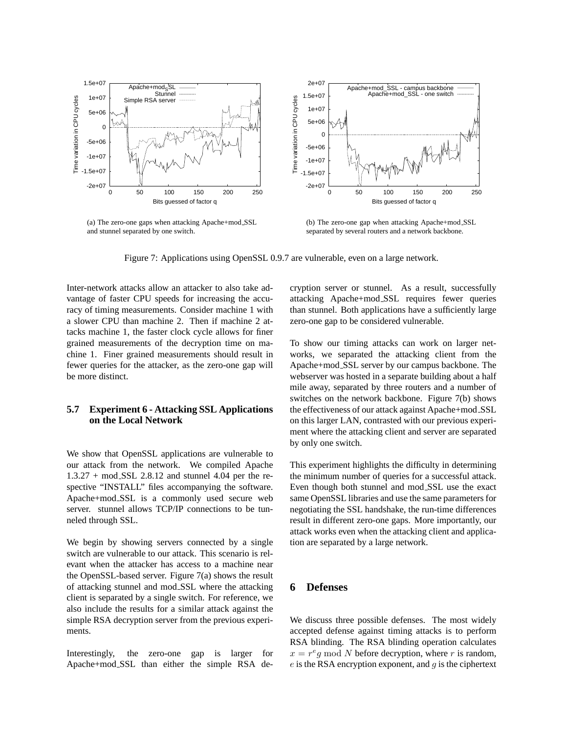(a) The zero-one gaps when attacking Apache+mod_SSL and stunnel separated by one switch.

(b) The zero-one gap when attacking Apache+mod_SSL separated by several routers and a network backbone.

Figure 7: Applications using OpenSSL 0.9.7 are vulnerable, even on a large network.

Inter-network attacks allow an attacker to also take advantage of faster CPU speeds for increasing the accuracy of timing measurements. Consider machine 1 with a slower CPU than machine 2. Then if machine 2 attacks machine 1, the faster clock cycle allows for finer grained measurements of the decryption time on machine 1. Finer grained measurements should result in fewer queries for the attacker, as the zero-one gap will be more distinct.

### 5.7 Experiment 6 - Attacking SSL Applications on the Local Network

We show that OpenSSL applications are vulnerable to our attack from the network. We compiled Apache 1.3.27 + mod_SSL 2.8.12 and stunnel 4.04 per the respective "INSTALL" files accompanying the software. Apache+mod_SSL is a commonly used secure web server. stunnel allows TCP/IP connections to be tunneled through SSL.

We begin by showing servers connected by a single switch are vulnerable to our attack. This scenario is relevant when the attacker has access to a machine near the OpenSSL-based server. Figure 7(a) shows the result of attacking stunnel and mod_SSL where the attacking client is separated by a single switch. For reference, we also include the results for a similar attack against the simple RSA decryption server from the previous experiments.

Interestingly, the zero-one gap is larger for Apache+mod_SSL than either the simple RSA decryption server or stunnel. As a result, successfully attacking Apache+mod_SSL requires fewer queries than stunnel. Both applications have a sufficiently large zero-one gap to be considered vulnerable.

To show our timing attacks can work on larger networks, we separated the attacking client from the Apache+mod_SSL server by our campus backbone. The webserver was hosted in a separate building about a half mile away, separated by three routers and a number of switches on the network backbone. Figure 7(b) shows the effectiveness of our attack against Apache+mod_SSL on this larger LAN, contrasted with our previous experiment where the attacking client and server are separated by only one switch.

This experiment highlights the difficulty in determining the minimum number of queries for a successful attack. Even though both stunnel and mod_SSL use the exact same OpenSSL libraries and use the same parameters for negotiating the SSL handshake, the run-time differences result in different zero-one gaps. More importantly, our attack works even when the attacking client and application are separated by a large network.

## 6 Defenses

We discuss three possible defenses. The most widely accepted defense against timing attacks is to perform RSA blinding. The RSA blinding operation calculates $x = r^e g \bmod N$ before decryption, where $r$ is random, $e$ is the RSA encryption exponent, and $g$ is the ciphertext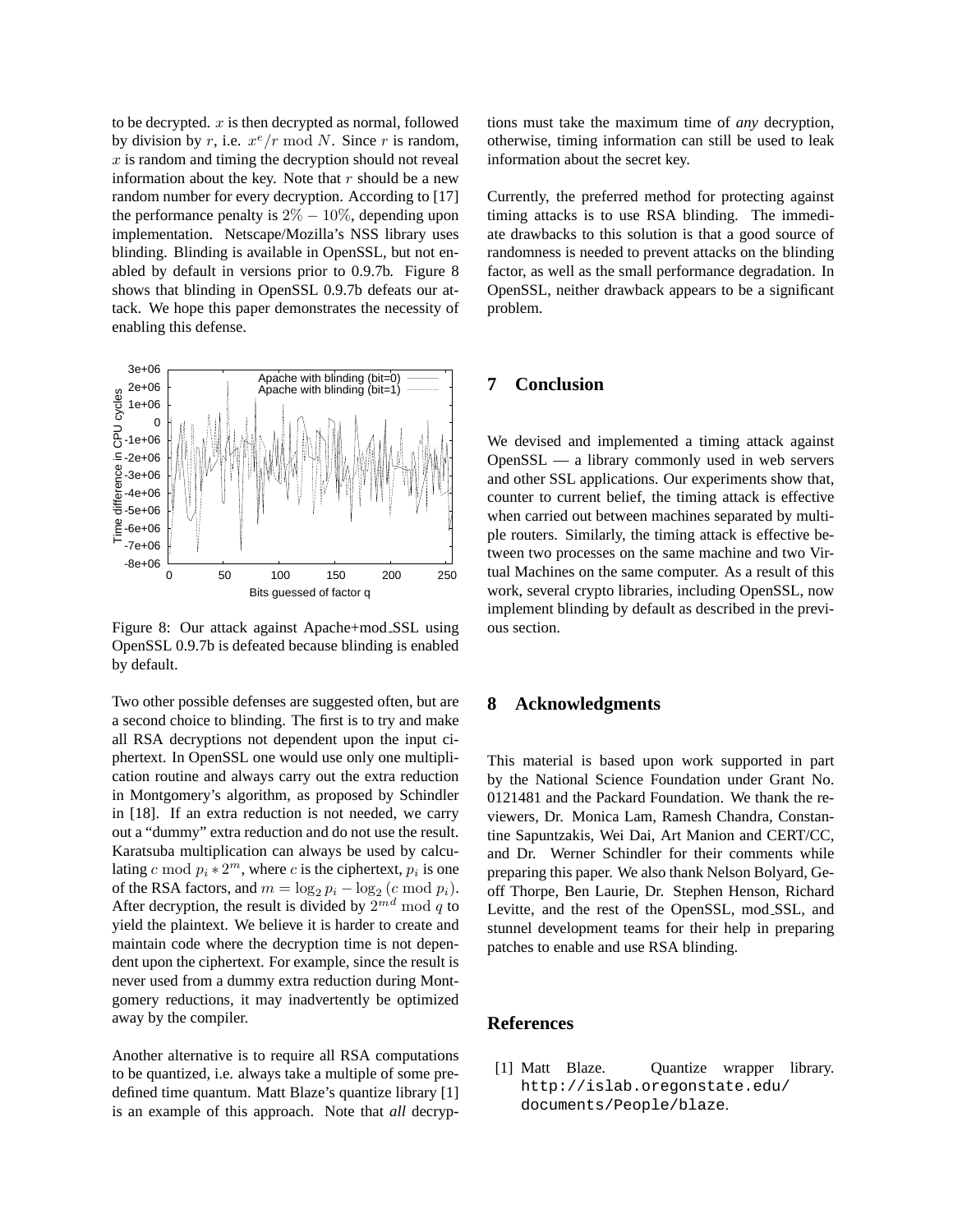to be decrypted. $x$ is then decrypted as normal, followed by division by $r$, i.e. $x^e/r \bmod N$. Since $r$ is random, $x$ is random and timing the decryption should not reveal information about the key. Note that $r$ should be a new random number for every decryption. According to [17] the performance penalty is $2\% - 10\%$, depending upon implementation. Netscape/Mozilla's NSS library uses blinding. Blinding is available in OpenSSL, but not enabled by default in versions prior to 0.9.7b. Figure 8 shows that blinding in OpenSSL 0.9.7b defeats our attack. We hope this paper demonstrates the necessity of enabling this defense.

Figure 8: Our attack against Apache+mod_SSL using OpenSSL 0.9.7b is defeated because blinding is enabled by default.

Two other possible defenses are suggested often, but are a second choice to blinding. The first is to try and make all RSA decryptions not dependent upon the input ciphertext. In OpenSSL one would use only one multiplication routine and always carry out the extra reduction in Montgomery's algorithm, as proposed by Schindler in [18]. If an extra reduction is not needed, we carry out a "dummy" extra reduction and do not use the result. Karatsuba multiplication can always be used by calculating $c \bmod p_i * 2^m$, where $c$ is the ciphertext, $p_i$ is one of the RSA factors, and $m = \log_2 p_i - \log_2 (c \bmod p_i)$. After decryption, the result is divided by $2^{md} \bmod q$ to yield the plaintext. We believe it is harder to create and maintain code where the decryption time is not dependent upon the ciphertext. For example, since the result is never used from a dummy extra reduction during Montgomery reductions, it may inadvertently be optimized away by the compiler.

Another alternative is to require all RSA computations to be quantized, i.e. always take a multiple of some predefined time quantum. Matt Blaze's quantize library [1] is an example of this approach. Note that *all* decryptions must take the maximum time of *any* decryption, otherwise, timing information can still be used to leak information about the secret key.

Currently, the preferred method for protecting against timing attacks is to use RSA blinding. The immediate drawbacks to this solution is that a good source of randomness is needed to prevent attacks on the blinding factor, as well as the small performance degradation. In OpenSSL, neither drawback appears to be a significant problem.

## 7 Conclusion

We devised and implemented a timing attack against OpenSSL — a library commonly used in web servers and other SSL applications. Our experiments show that, counter to current belief, the timing attack is effective when carried out between machines separated by multiple routers. Similarly, the timing attack is effective between two processes on the same machine and two Virtual Machines on the same computer. As a result of this work, several crypto libraries, including OpenSSL, now implement blinding by default as described in the previous section.

## 8 Acknowledgments

This material is based upon work supported in part by the National Science Foundation under Grant No. 0121481 and the Packard Foundation. We thank the reviewers, Dr. Monica Lam, Ramesh Chandra, Constantine Sapuntzakis, Wei Dai, Art Manion and CERT/CC, and Dr. Werner Schindler for their comments while preparing this paper. We also thank Nelson Bolyard, Geoff Thorpe, Ben Laurie, Dr. Stephen Henson, Richard Levitte, and the rest of the OpenSSL, mod_SSL, and stunnel development teams for their help in preparing patches to enable and use RSA blinding.

## References

[1] Matt Blaze. Quantize wrapper library. http://islab.oregonstate.edu/documents/People/blaze.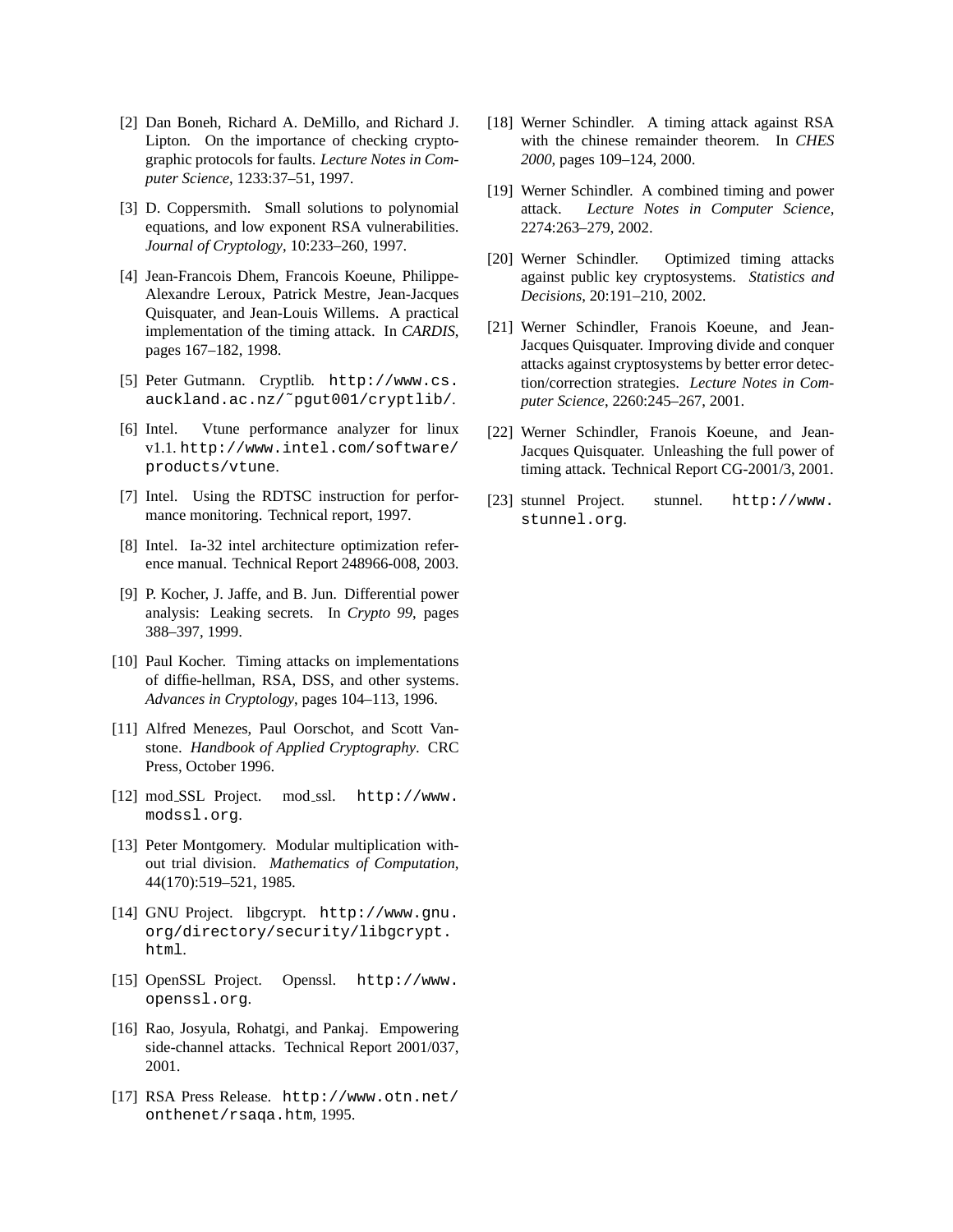[2] Dan Boneh, Richard A. DeMillo, and Richard J. Lipton. On the importance of checking cryptographic protocols for faults. *Lecture Notes in Computer Science*, 1233:37–51, 1997.

[3] D. Coppersmith. Small solutions to polynomial equations, and low exponent RSA vulnerabilities. *Journal of Cryptology*, 10:233–260, 1997.

[4] Jean-Francois Dhem, Francois Koeune, Philippe-Alexandre Leroux, Patrick Mestre, Jean-Jacques Quisquater, and Jean-Louis Willems. A practical implementation of the timing attack. In *CARDIS*, pages 167–182, 1998.

[5] Peter Gutmann. Cryptlib. `http://www.cs.auckland.ac.nz/~pgut001/cryptlib/`.

[6] Intel. Vtune performance analyzer for linux v1.1. `http://www.intel.com/software/products/vtune`.

[7] Intel. Using the RDTSC instruction for performance monitoring. Technical report, 1997.

[8] Intel. Ia-32 intel architecture optimization reference manual. Technical Report 248966-008, 2003.

[9] P. Kocher, J. Jaffe, and B. Jun. Differential power analysis: Leaking secrets. In *Crypto 99*, pages 388–397, 1999.

[10] Paul Kocher. Timing attacks on implementations of diffie-hellman, RSA, DSS, and other systems. *Advances in Cryptology*, pages 104–113, 1996.

[11] Alfred Menezes, Paul Oorschot, and Scott Vanstone. *Handbook of Applied Cryptography*. CRC Press, October 1996.

[12] mod_SSL Project. mod_ssl. `http://www.modssl.org`.

[13] Peter Montgomery. Modular multiplication without trial division. *Mathematics of Computation*, 44(170):519–521, 1985.

[14] GNU Project. libgcrypt. `http://www.gnu.org/directory/security/libgcrypt.html`.

[15] OpenSSL Project. Openssl. `http://www.openssl.org`.

[16] Rao, Josyula, Rohatgi, and Pankaj. Empowering side-channel attacks. Technical Report 2001/037, 2001.

[17] RSA Press Release. `http://www.otn.net/onthenet/rsaqa.htm`, 1995.

[18] Werner Schindler. A timing attack against RSA with the chinese remainder theorem. In *CHES 2000*, pages 109–124, 2000.

[19] Werner Schindler. A combined timing and power attack. *Lecture Notes in Computer Science*, 2274:263–279, 2002.

[20] Werner Schindler. Optimized timing attacks against public key cryptosystems. *Statistics and Decisions*, 20:191–210, 2002.

[21] Werner Schindler, Franois Koeune, and Jean-Jacques Quisquater. Improving divide and conquer attacks against cryptosystems by better error detection/correction strategies. *Lecture Notes in Computer Science*, 2260:245–267, 2001.

[22] Werner Schindler, Franois Koeune, and Jean-Jacques Quisquater. Unleashing the full power of timing attack. Technical Report CG-2001/3, 2001.

[23] stunnel Project. stunnel. `http://www.stunnel.org`.